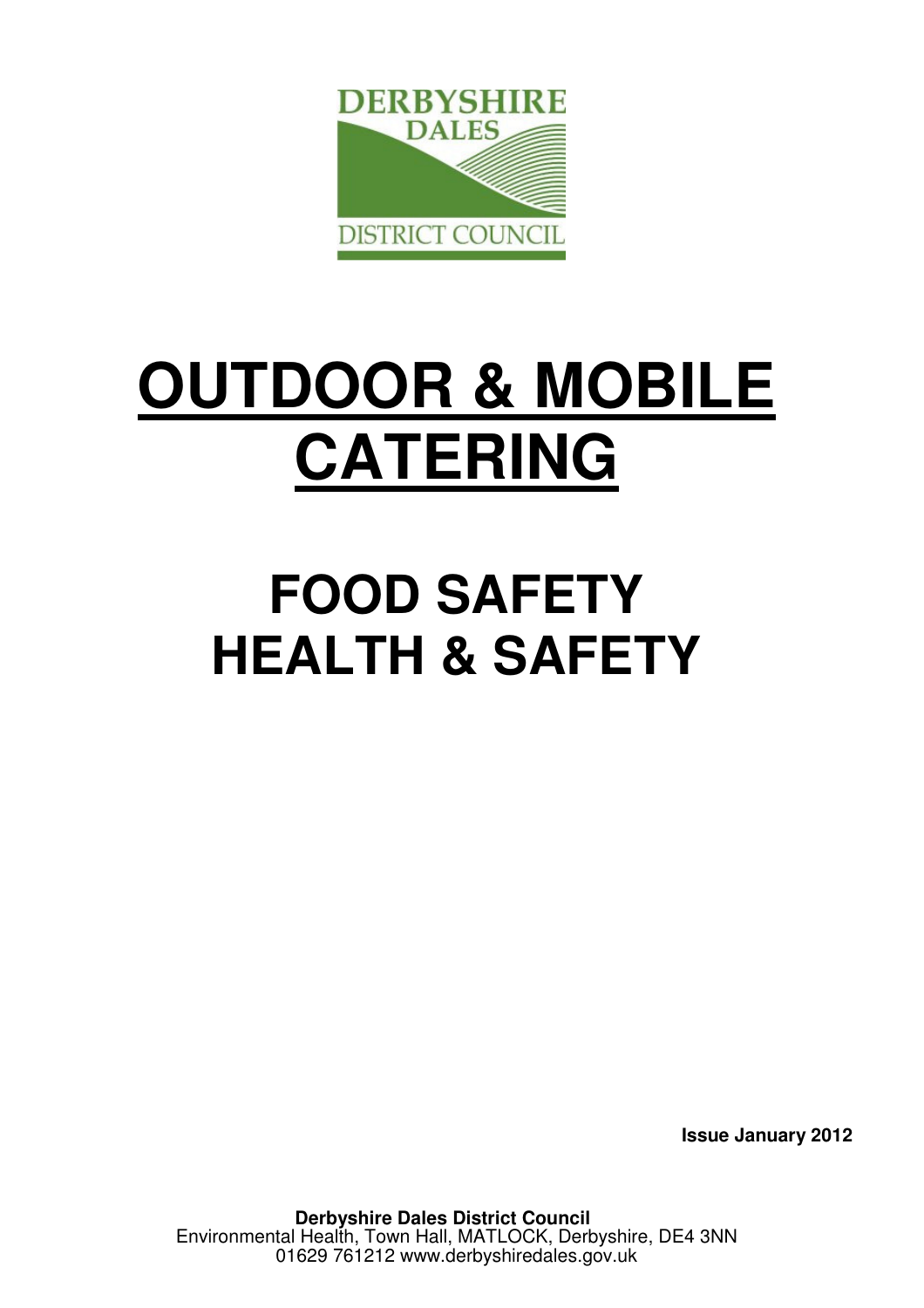DERBYSHIRE DALES

DISTRICT COUNCIL

# OUTDOOR & MOBILE CATERING

# FOOD SAFETY
# HEALTH & SAFETY

**Issue January 2012**

**Derbyshire Dales District Council**
Environmental Health, Town Hall, MATLOCK, Derbyshire, DE4 3NN
01629 761212 www.derbyshiredales.gov.uk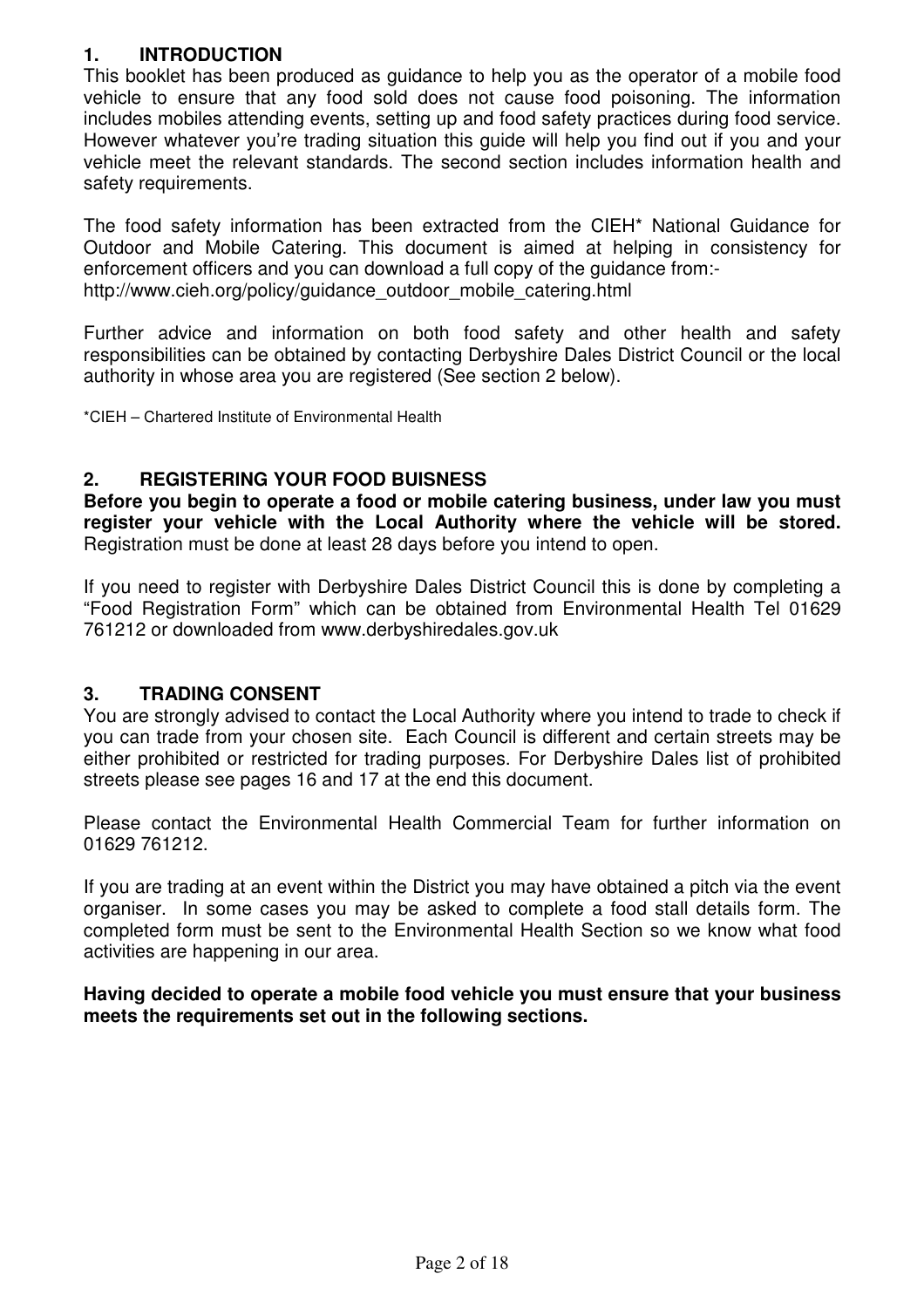## 1. INTRODUCTION

This booklet has been produced as guidance to help you as the operator of a mobile food vehicle to ensure that any food sold does not cause food poisoning. The information includes mobiles attending events, setting up and food safety practices during food service. However whatever you're trading situation this guide will help you find out if you and your vehicle meet the relevant standards. The second section includes information health and safety requirements.

The food safety information has been extracted from the CIEH* National Guidance for Outdoor and Mobile Catering. This document is aimed at helping in consistency for enforcement officers and you can download a full copy of the guidance from:-
http://www.cieh.org/policy/guidance_outdoor_mobile_catering.html

Further advice and information on both food safety and other health and safety responsibilities can be obtained by contacting Derbyshire Dales District Council or the local authority in whose area you are registered (See section 2 below).

*CIEH – Chartered Institute of Environmental Health

## 2. REGISTERING YOUR FOOD BUISNESS

**Before you begin to operate a food or mobile catering business, under law you must register your vehicle with the Local Authority where the vehicle will be stored.** Registration must be done at least 28 days before you intend to open.

If you need to register with Derbyshire Dales District Council this is done by completing a "Food Registration Form" which can be obtained from Environmental Health Tel 01629 761212 or downloaded from www.derbyshiredales.gov.uk

## 3. TRADING CONSENT

You are strongly advised to contact the Local Authority where you intend to trade to check if you can trade from your chosen site. Each Council is different and certain streets may be either prohibited or restricted for trading purposes. For Derbyshire Dales list of prohibited streets please see pages 16 and 17 at the end this document.

Please contact the Environmental Health Commercial Team for further information on 01629 761212.

If you are trading at an event within the District you may have obtained a pitch via the event organiser. In some cases you may be asked to complete a food stall details form. The completed form must be sent to the Environmental Health Section so we know what food activities are happening in our area.

**Having decided to operate a mobile food vehicle you must ensure that your business meets the requirements set out in the following sections.**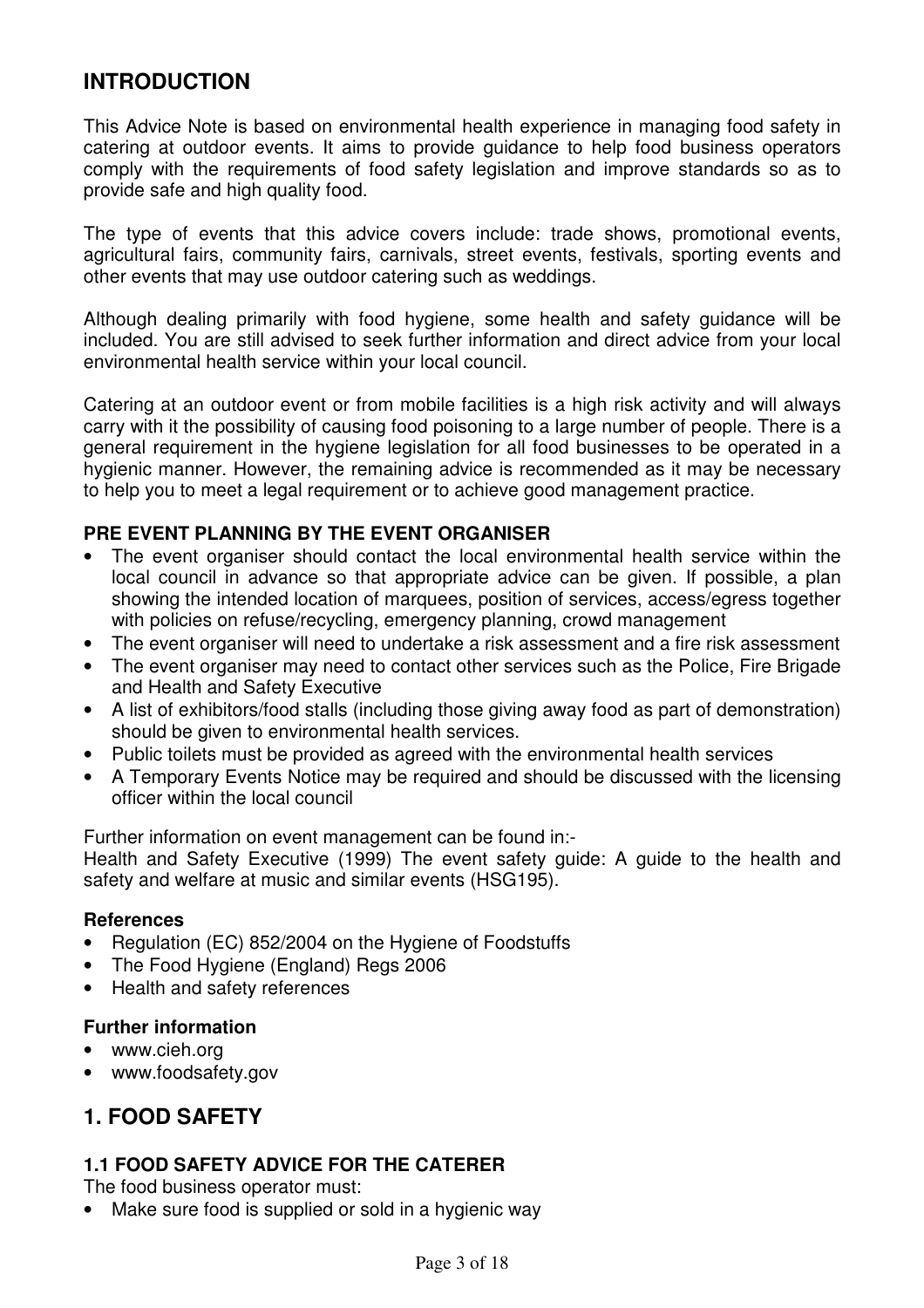## INTRODUCTION

This Advice Note is based on environmental health experience in managing food safety in catering at outdoor events. It aims to provide guidance to help food business operators comply with the requirements of food safety legislation and improve standards so as to provide safe and high quality food.

The type of events that this advice covers include: trade shows, promotional events, agricultural fairs, community fairs, carnivals, street events, festivals, sporting events and other events that may use outdoor catering such as weddings.

Although dealing primarily with food hygiene, some health and safety guidance will be included. You are still advised to seek further information and direct advice from your local environmental health service within your local council.

Catering at an outdoor event or from mobile facilities is a high risk activity and will always carry with it the possibility of causing food poisoning to a large number of people. There is a general requirement in the hygiene legislation for all food businesses to be operated in a hygienic manner. However, the remaining advice is recommended as it may be necessary to help you to meet a legal requirement or to achieve good management practice.

### PRE EVENT PLANNING BY THE EVENT ORGANISER

- The event organiser should contact the local environmental health service within the local council in advance so that appropriate advice can be given. If possible, a plan showing the intended location of marquees, position of services, access/egress together with policies on refuse/recycling, emergency planning, crowd management
- The event organiser will need to undertake a risk assessment and a fire risk assessment
- The event organiser may need to contact other services such as the Police, Fire Brigade and Health and Safety Executive
- A list of exhibitors/food stalls (including those giving away food as part of demonstration) should be given to environmental health services.
- Public toilets must be provided as agreed with the environmental health services
- A Temporary Events Notice may be required and should be discussed with the licensing officer within the local council

Further information on event management can be found in:-
Health and Safety Executive (1999) The event safety guide: A guide to the health and safety and welfare at music and similar events (HSG195).

#### References

- Regulation (EC) 852/2004 on the Hygiene of Foodstuffs
- The Food Hygiene (England) Regs 2006
- Health and safety references

#### Further information

- www.cieh.org
- www.foodsafety.gov

## 1. FOOD SAFETY

### 1.1 FOOD SAFETY ADVICE FOR THE CATERER

The food business operator must:

- Make sure food is supplied or sold in a hygienic way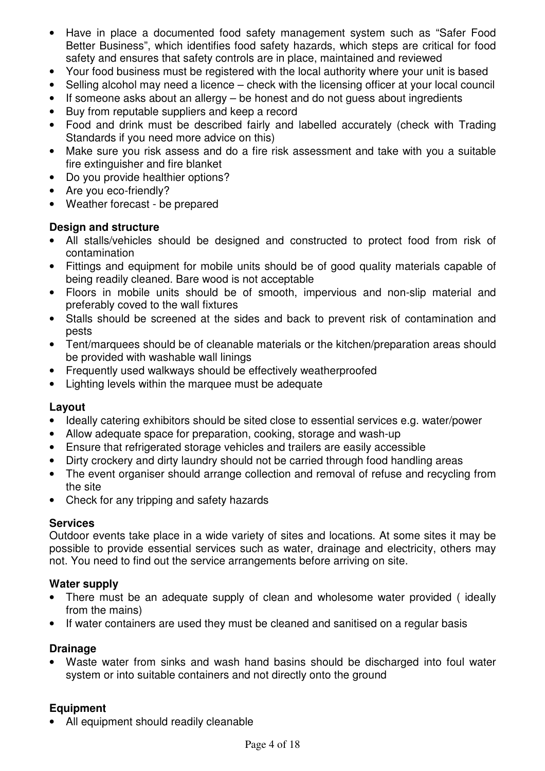- Have in place a documented food safety management system such as "Safer Food Better Business", which identifies food safety hazards, which steps are critical for food safety and ensures that safety controls are in place, maintained and reviewed
- Your food business must be registered with the local authority where your unit is based
- Selling alcohol may need a licence – check with the licensing officer at your local council
- If someone asks about an allergy – be honest and do not guess about ingredients
- Buy from reputable suppliers and keep a record
- Food and drink must be described fairly and labelled accurately (check with Trading Standards if you need more advice on this)
- Make sure you risk assess and do a fire risk assessment and take with you a suitable fire extinguisher and fire blanket
- Do you provide healthier options?
- Are you eco-friendly?
- Weather forecast - be prepared

**Design and structure**

- All stalls/vehicles should be designed and constructed to protect food from risk of contamination
- Fittings and equipment for mobile units should be of good quality materials capable of being readily cleaned. Bare wood is not acceptable
- Floors in mobile units should be of smooth, impervious and non-slip material and preferably coved to the wall fixtures
- Stalls should be screened at the sides and back to prevent risk of contamination and pests
- Tent/marquees should be of cleanable materials or the kitchen/preparation areas should be provided with washable wall linings
- Frequently used walkways should be effectively weatherproofed
- Lighting levels within the marquee must be adequate

**Layout**

- Ideally catering exhibitors should be sited close to essential services e.g. water/power
- Allow adequate space for preparation, cooking, storage and wash-up
- Ensure that refrigerated storage vehicles and trailers are easily accessible
- Dirty crockery and dirty laundry should not be carried through food handling areas
- The event organiser should arrange collection and removal of refuse and recycling from the site
- Check for any tripping and safety hazards

**Services**

Outdoor events take place in a wide variety of sites and locations. At some sites it may be possible to provide essential services such as water, drainage and electricity, others may not. You need to find out the service arrangements before arriving on site.

**Water supply**

- There must be an adequate supply of clean and wholesome water provided ( ideally from the mains)
- If water containers are used they must be cleaned and sanitised on a regular basis

**Drainage**

- Waste water from sinks and wash hand basins should be discharged into foul water system or into suitable containers and not directly onto the ground

**Equipment**

- All equipment should readily cleanable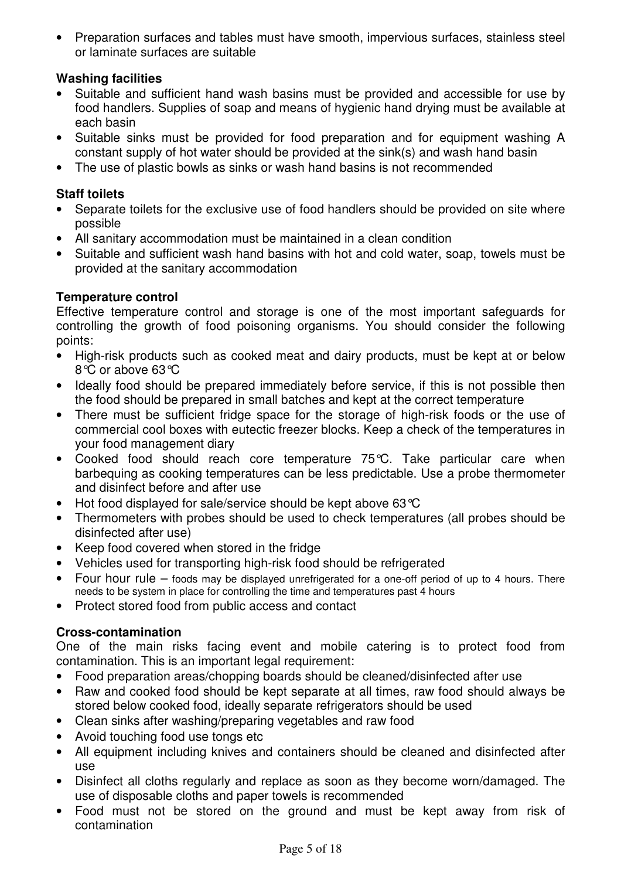- Preparation surfaces and tables must have smooth, impervious surfaces, stainless steel or laminate surfaces are suitable

**Washing facilities**

- Suitable and sufficient hand wash basins must be provided and accessible for use by food handlers. Supplies of soap and means of hygienic hand drying must be available at each basin
- Suitable sinks must be provided for food preparation and for equipment washing A constant supply of hot water should be provided at the sink(s) and wash hand basin
- The use of plastic bowls as sinks or wash hand basins is not recommended

**Staff toilets**

- Separate toilets for the exclusive use of food handlers should be provided on site where possible
- All sanitary accommodation must be maintained in a clean condition
- Suitable and sufficient wash hand basins with hot and cold water, soap, towels must be provided at the sanitary accommodation

**Temperature control**

Effective temperature control and storage is one of the most important safeguards for controlling the growth of food poisoning organisms. You should consider the following points:

- High-risk products such as cooked meat and dairy products, must be kept at or below 8℃ or above 63℃
- Ideally food should be prepared immediately before service, if this is not possible then the food should be prepared in small batches and kept at the correct temperature
- There must be sufficient fridge space for the storage of high-risk foods or the use of commercial cool boxes with eutectic freezer blocks. Keep a check of the temperatures in your food management diary
- Cooked food should reach core temperature 75℃. Take particular care when barbequing as cooking temperatures can be less predictable. Use a probe thermometer and disinfect before and after use
- Hot food displayed for sale/service should be kept above 63℃
- Thermometers with probes should be used to check temperatures (all probes should be disinfected after use)
- Keep food covered when stored in the fridge
- Vehicles used for transporting high-risk food should be refrigerated
- Four hour rule – foods may be displayed unrefrigerated for a one-off period of up to 4 hours. There needs to be system in place for controlling the time and temperatures past 4 hours
- Protect stored food from public access and contact

**Cross-contamination**

One of the main risks facing event and mobile catering is to protect food from contamination. This is an important legal requirement:

- Food preparation areas/chopping boards should be cleaned/disinfected after use
- Raw and cooked food should be kept separate at all times, raw food should always be stored below cooked food, ideally separate refrigerators should be used
- Clean sinks after washing/preparing vegetables and raw food
- Avoid touching food use tongs etc
- All equipment including knives and containers should be cleaned and disinfected after use
- Disinfect all cloths regularly and replace as soon as they become worn/damaged. The use of disposable cloths and paper towels is recommended
- Food must not be stored on the ground and must be kept away from risk of contamination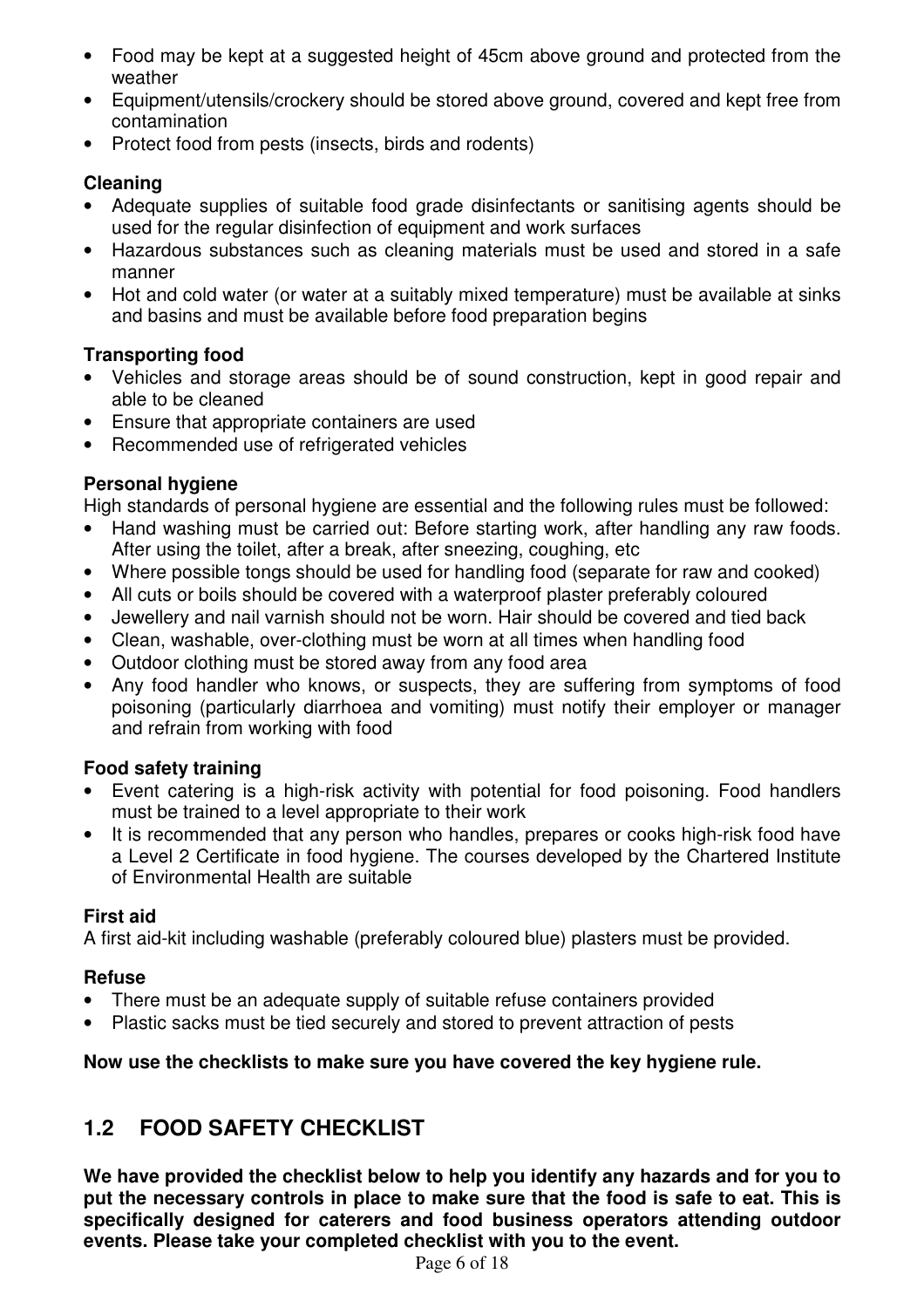- Food may be kept at a suggested height of 45cm above ground and protected from the weather
- Equipment/utensils/crockery should be stored above ground, covered and kept free from contamination
- Protect food from pests (insects, birds and rodents)

**Cleaning**

- Adequate supplies of suitable food grade disinfectants or sanitising agents should be used for the regular disinfection of equipment and work surfaces
- Hazardous substances such as cleaning materials must be used and stored in a safe manner
- Hot and cold water (or water at a suitably mixed temperature) must be available at sinks and basins and must be available before food preparation begins

**Transporting food**

- Vehicles and storage areas should be of sound construction, kept in good repair and able to be cleaned
- Ensure that appropriate containers are used
- Recommended use of refrigerated vehicles

**Personal hygiene**

High standards of personal hygiene are essential and the following rules must be followed:

- Hand washing must be carried out: Before starting work, after handling any raw foods. After using the toilet, after a break, after sneezing, coughing, etc
- Where possible tongs should be used for handling food (separate for raw and cooked)
- All cuts or boils should be covered with a waterproof plaster preferably coloured
- Jewellery and nail varnish should not be worn. Hair should be covered and tied back
- Clean, washable, over-clothing must be worn at all times when handling food
- Outdoor clothing must be stored away from any food area
- Any food handler who knows, or suspects, they are suffering from symptoms of food poisoning (particularly diarrhoea and vomiting) must notify their employer or manager and refrain from working with food

**Food safety training**

- Event catering is a high-risk activity with potential for food poisoning. Food handlers must be trained to a level appropriate to their work
- It is recommended that any person who handles, prepares or cooks high-risk food have a Level 2 Certificate in food hygiene. The courses developed by the Chartered Institute of Environmental Health are suitable

**First aid**

A first aid-kit including washable (preferably coloured blue) plasters must be provided.

**Refuse**

- There must be an adequate supply of suitable refuse containers provided
- Plastic sacks must be tied securely and stored to prevent attraction of pests

**Now use the checklists to make sure you have covered the key hygiene rule.**

## 1.2 FOOD SAFETY CHECKLIST

**We have provided the checklist below to help you identify any hazards and for you to put the necessary controls in place to make sure that the food is safe to eat. This is specifically designed for caterers and food business operators attending outdoor events. Please take your completed checklist with you to the event.**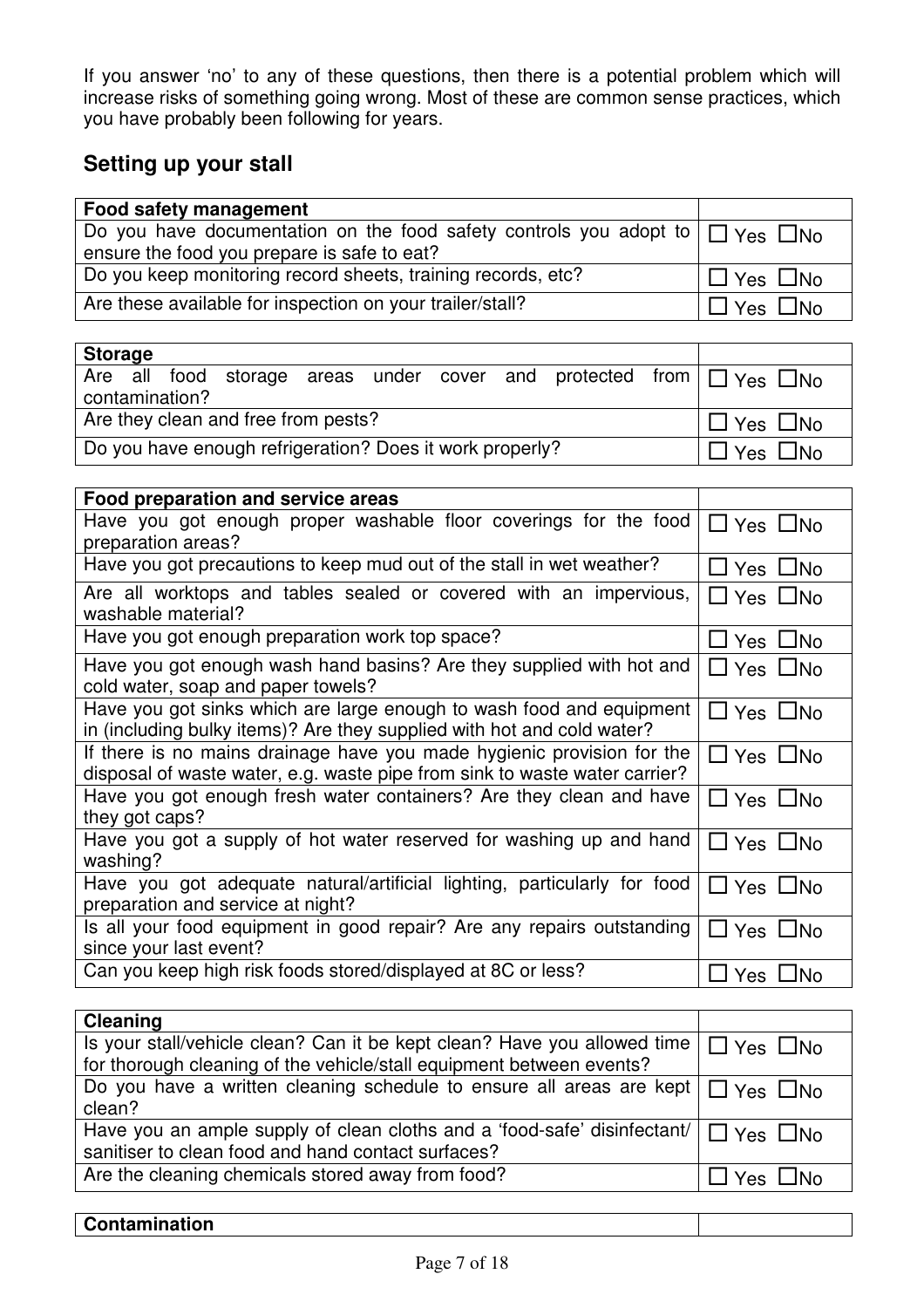If you answer 'no' to any of these questions, then there is a potential problem which will increase risks of something going wrong. Most of these are common sense practices, which you have probably been following for years.

## Setting up your stall

| **Food safety management** | |
| --- | --- |
| Do you have documentation on the food safety controls you adopt to ensure the food you prepare is safe to eat? | ☐ Yes ☐No |
| Do you keep monitoring record sheets, training records, etc? | ☐ Yes ☐No |
| Are these available for inspection on your trailer/stall? | ☐ Yes ☐No |

| **Storage** | |
| --- | --- |
| Are all food storage areas under cover and protected from contamination? | ☐ Yes ☐No |
| Are they clean and free from pests? | ☐ Yes ☐No |
| Do you have enough refrigeration? Does it work properly? | ☐ Yes ☐No |

| **Food preparation and service areas** | |
| --- | --- |
| Have you got enough proper washable floor coverings for the food preparation areas? | ☐ Yes ☐No |
| Have you got precautions to keep mud out of the stall in wet weather? | ☐ Yes ☐No |
| Are all worktops and tables sealed or covered with an impervious, washable material? | ☐ Yes ☐No |
| Have you got enough preparation work top space? | ☐ Yes ☐No |
| Have you got enough wash hand basins? Are they supplied with hot and cold water, soap and paper towels? | ☐ Yes ☐No |
| Have you got sinks which are large enough to wash food and equipment in (including bulky items)? Are they supplied with hot and cold water? | ☐ Yes ☐No |
| If there is no mains drainage have you made hygienic provision for the disposal of waste water, e.g. waste pipe from sink to waste water carrier? | ☐ Yes ☐No |
| Have you got enough fresh water containers? Are they clean and have they got caps? | ☐ Yes ☐No |
| Have you got a supply of hot water reserved for washing up and hand washing? | ☐ Yes ☐No |
| Have you got adequate natural/artificial lighting, particularly for food preparation and service at night? | ☐ Yes ☐No |
| Is all your food equipment in good repair? Are any repairs outstanding since your last event? | ☐ Yes ☐No |
| Can you keep high risk foods stored/displayed at 8C or less? | ☐ Yes ☐No |

| **Cleaning** | |
| --- | --- |
| Is your stall/vehicle clean? Can it be kept clean? Have you allowed time for thorough cleaning of the vehicle/stall equipment between events? | ☐ Yes ☐No |
| Do you have a written cleaning schedule to ensure all areas are kept clean? | ☐ Yes ☐No |
| Have you an ample supply of clean cloths and a 'food-safe' disinfectant/ sanitiser to clean food and hand contact surfaces? | ☐ Yes ☐No |
| Are the cleaning chemicals stored away from food? | ☐ Yes ☐No |

| **Contamination** | |
| --- | --- |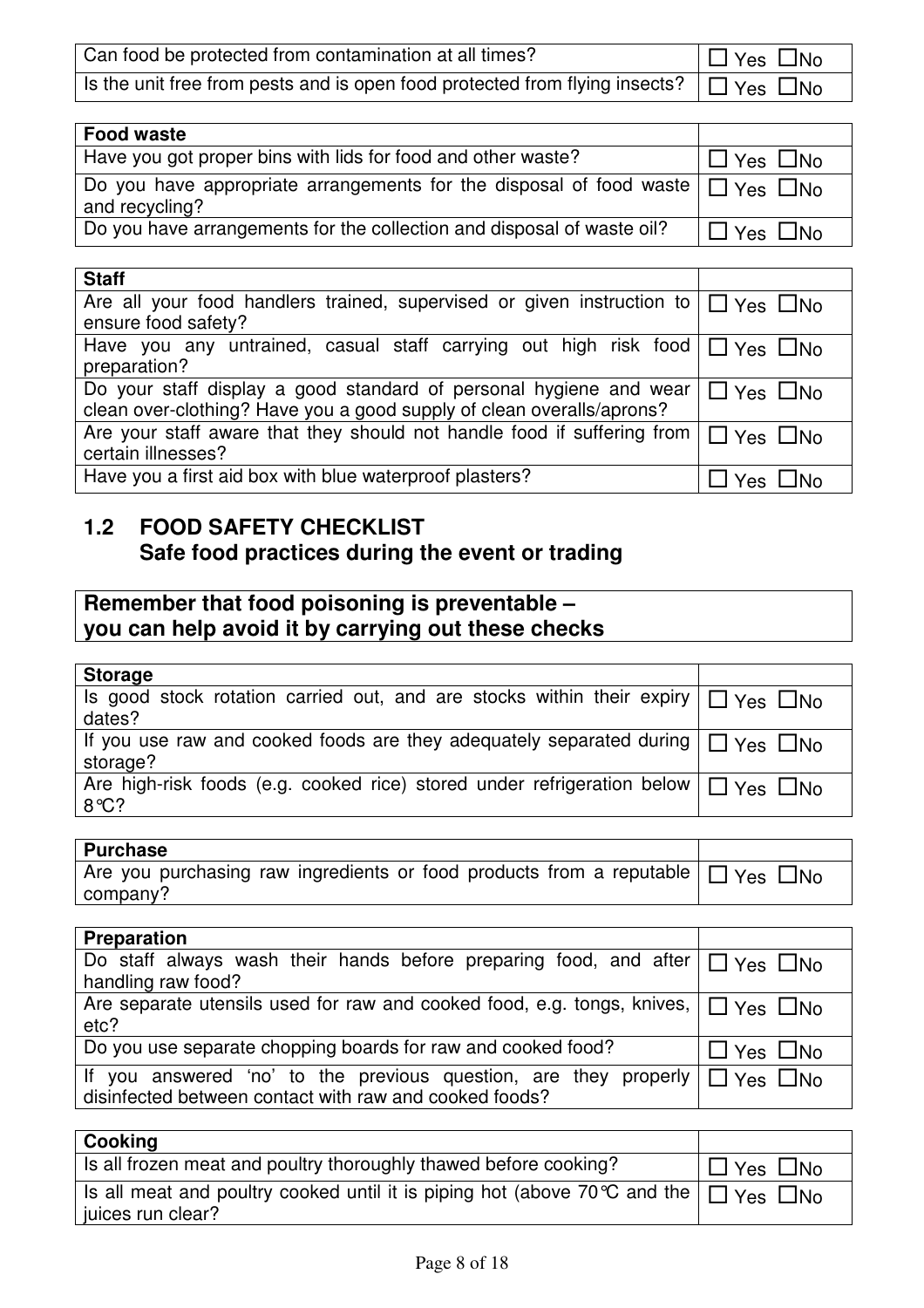| | |
|---|---|
| Can food be protected from contamination at all times? | ☐ Yes ☐No |
| Is the unit free from pests and is open food protected from flying insects? | ☐ Yes ☐No |

| **Food waste** | |
|---|---|
| Have you got proper bins with lids for food and other waste? | ☐ Yes ☐No |
| Do you have appropriate arrangements for the disposal of food waste and recycling? | ☐ Yes ☐No |
| Do you have arrangements for the collection and disposal of waste oil? | ☐ Yes ☐No |

| **Staff** | |
|---|---|
| Are all your food handlers trained, supervised or given instruction to ensure food safety? | ☐ Yes ☐No |
| Have you any untrained, casual staff carrying out high risk food preparation? | ☐ Yes ☐No |
| Do your staff display a good standard of personal hygiene and wear clean over-clothing? Have you a good supply of clean overalls/aprons? | ☐ Yes ☐No |
| Are your staff aware that they should not handle food if suffering from certain illnesses? | ☐ Yes ☐No |
| Have you a first aid box with blue waterproof plasters? | ☐ Yes ☐No |

## 1.2 FOOD SAFETY CHECKLIST
## Safe food practices during the event or trading

**Remember that food poisoning is preventable – you can help avoid it by carrying out these checks**

| **Storage** | |
|---|---|
| Is good stock rotation carried out, and are stocks within their expiry dates? | ☐ Yes ☐No |
| If you use raw and cooked foods are they adequately separated during storage? | ☐ Yes ☐No |
| Are high-risk foods (e.g. cooked rice) stored under refrigeration below 8°C? | ☐ Yes ☐No |

| **Purchase** | |
|---|---|
| Are you purchasing raw ingredients or food products from a reputable company? | ☐ Yes ☐No |

| **Preparation** | |
|---|---|
| Do staff always wash their hands before preparing food, and after handling raw food? | ☐ Yes ☐No |
| Are separate utensils used for raw and cooked food, e.g. tongs, knives, etc? | ☐ Yes ☐No |
| Do you use separate chopping boards for raw and cooked food? | ☐ Yes ☐No |
| If you answered 'no' to the previous question, are they properly disinfected between contact with raw and cooked foods? | ☐ Yes ☐No |

| **Cooking** | |
|---|---|
| Is all frozen meat and poultry thoroughly thawed before cooking? | ☐ Yes ☐No |
| Is all meat and poultry cooked until it is piping hot (above 70°C and the juices run clear? | ☐ Yes ☐No |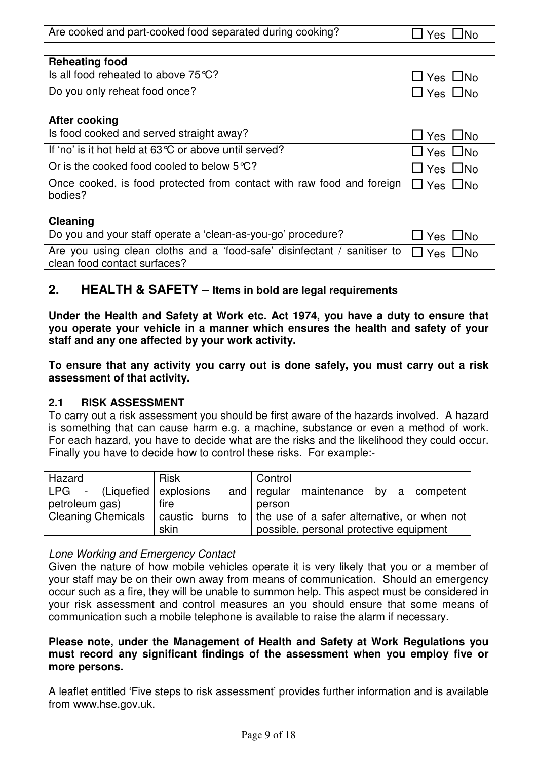| Are cooked and part-cooked food separated during cooking? | ☐ Yes ☐No |
|---|---|

| **Reheating food** | |
|---|---|
| Is all food reheated to above 75°C? | ☐ Yes ☐No |
| Do you only reheat food once? | ☐ Yes ☐No |

| **After cooking** | |
|---|---|
| Is food cooked and served straight away? | ☐ Yes ☐No |
| If 'no' is it hot held at 63°C or above until served? | ☐ Yes ☐No |
| Or is the cooked food cooled to below 5°C? | ☐ Yes ☐No |
| Once cooked, is food protected from contact with raw food and foreign bodies? | ☐ Yes ☐No |

| **Cleaning** | |
|---|---|
| Do you and your staff operate a 'clean-as-you-go' procedure? | ☐ Yes ☐No |
| Are you using clean cloths and a 'food-safe' disinfectant / sanitiser to clean food contact surfaces? | ☐ Yes ☐No |

## 2. HEALTH & SAFETY – Items in bold are legal requirements

**Under the Health and Safety at Work etc. Act 1974, you have a duty to ensure that you operate your vehicle in a manner which ensures the health and safety of your staff and any one affected by your work activity.**

**To ensure that any activity you carry out is done safely, you must carry out a risk assessment of that activity.**

### 2.1 RISK ASSESSMENT

To carry out a risk assessment you should be first aware of the hazards involved. A hazard is something that can cause harm e.g. a machine, substance or even a method of work. For each hazard, you have to decide what are the risks and the likelihood they could occur. Finally you have to decide how to control these risks. For example:-

| Hazard | Risk | Control |
|---|---|---|
| LPG - (Liquefied petroleum gas) | explosions and fire | regular maintenance by a competent person |
| Cleaning Chemicals | caustic burns to skin | the use of a safer alternative, or when not possible, personal protective equipment |

*Lone Working and Emergency Contact*

Given the nature of how mobile vehicles operate it is very likely that you or a member of your staff may be on their own away from means of communication. Should an emergency occur such as a fire, they will be unable to summon help. This aspect must be considered in your risk assessment and control measures an you should ensure that some means of communication such a mobile telephone is available to raise the alarm if necessary.

**Please note, under the Management of Health and Safety at Work Regulations you must record any significant findings of the assessment when you employ five or more persons.**

A leaflet entitled 'Five steps to risk assessment' provides further information and is available from www.hse.gov.uk.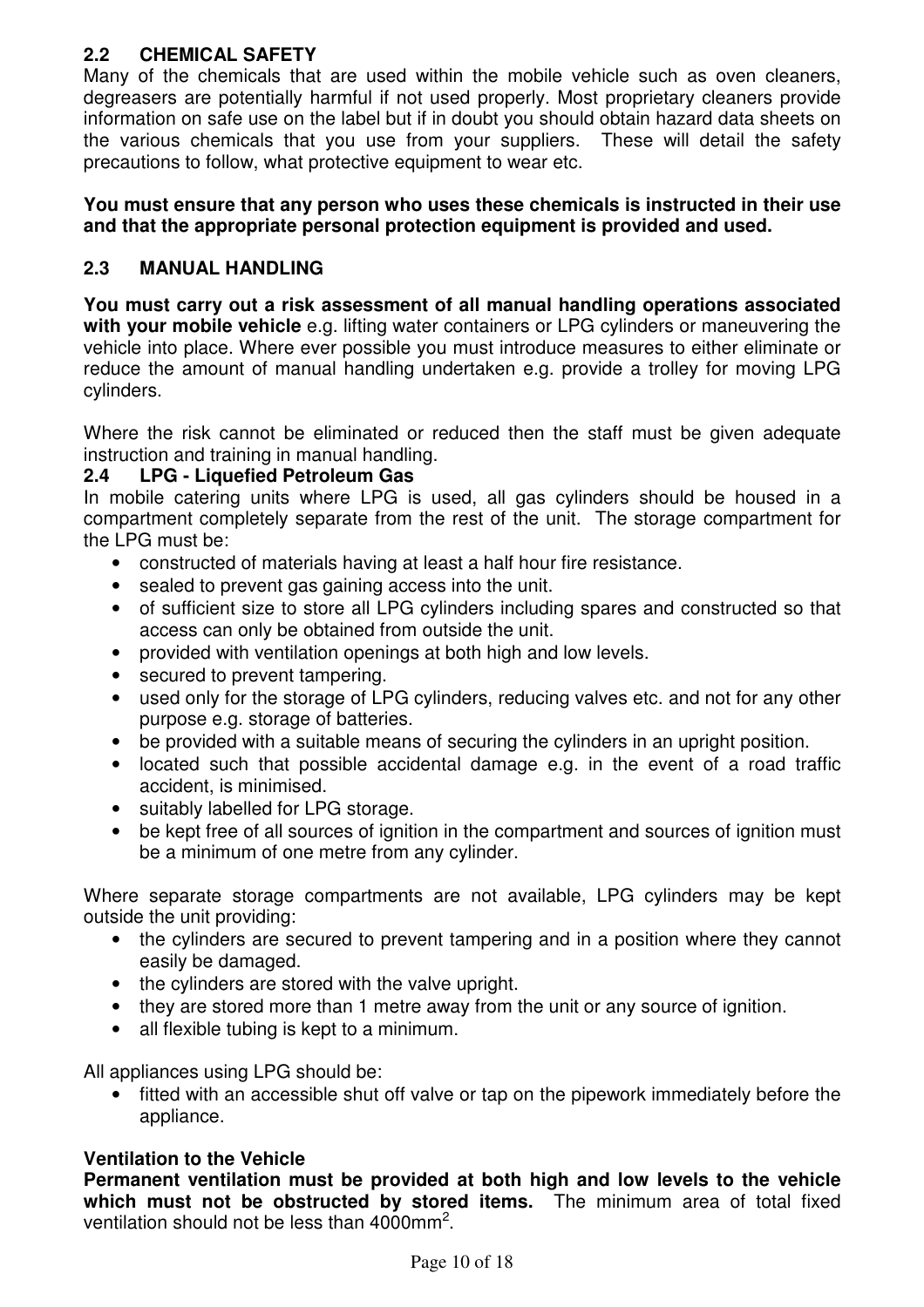## 2.2 CHEMICAL SAFETY

Many of the chemicals that are used within the mobile vehicle such as oven cleaners, degreasers are potentially harmful if not used properly. Most proprietary cleaners provide information on safe use on the label but if in doubt you should obtain hazard data sheets on the various chemicals that you use from your suppliers. These will detail the safety precautions to follow, what protective equipment to wear etc.

**You must ensure that any person who uses these chemicals is instructed in their use and that the appropriate personal protection equipment is provided and used.**

## 2.3 MANUAL HANDLING

**You must carry out a risk assessment of all manual handling operations associated with your mobile vehicle** e.g. lifting water containers or LPG cylinders or maneuvering the vehicle into place. Where ever possible you must introduce measures to either eliminate or reduce the amount of manual handling undertaken e.g. provide a trolley for moving LPG cylinders.

Where the risk cannot be eliminated or reduced then the staff must be given adequate instruction and training in manual handling.

## 2.4 LPG - Liquefied Petroleum Gas

In mobile catering units where LPG is used, all gas cylinders should be housed in a compartment completely separate from the rest of the unit. The storage compartment for the LPG must be:

- constructed of materials having at least a half hour fire resistance.
- sealed to prevent gas gaining access into the unit.
- of sufficient size to store all LPG cylinders including spares and constructed so that access can only be obtained from outside the unit.
- provided with ventilation openings at both high and low levels.
- secured to prevent tampering.
- used only for the storage of LPG cylinders, reducing valves etc. and not for any other purpose e.g. storage of batteries.
- be provided with a suitable means of securing the cylinders in an upright position.
- located such that possible accidental damage e.g. in the event of a road traffic accident, is minimised.
- suitably labelled for LPG storage.
- be kept free of all sources of ignition in the compartment and sources of ignition must be a minimum of one metre from any cylinder.

Where separate storage compartments are not available, LPG cylinders may be kept outside the unit providing:

- the cylinders are secured to prevent tampering and in a position where they cannot easily be damaged.
- the cylinders are stored with the valve upright.
- they are stored more than 1 metre away from the unit or any source of ignition.
- all flexible tubing is kept to a minimum.

All appliances using LPG should be:

- fitted with an accessible shut off valve or tap on the pipework immediately before the appliance.

**Ventilation to the Vehicle**

**Permanent ventilation must be provided at both high and low levels to the vehicle which must not be obstructed by stored items.** The minimum area of total fixed ventilation should not be less than 4000mm$^2$.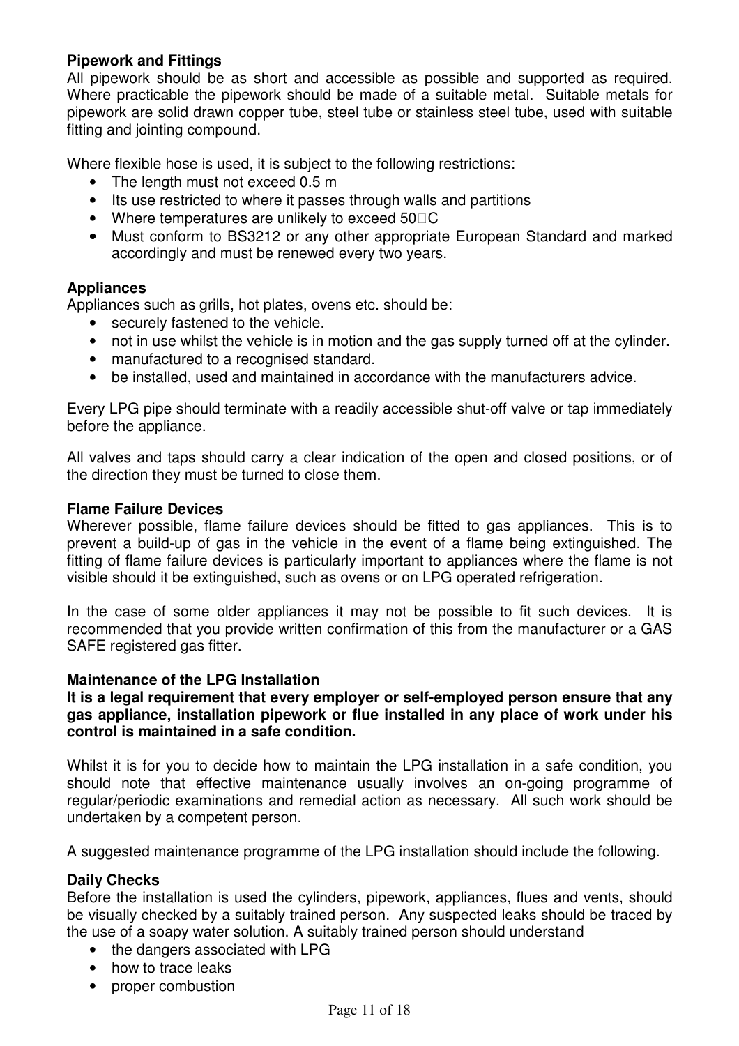**Pipework and Fittings**
All pipework should be as short and accessible as possible and supported as required. Where practicable the pipework should be made of a suitable metal. Suitable metals for pipework are solid drawn copper tube, steel tube or stainless steel tube, used with suitable fitting and jointing compound.

Where flexible hose is used, it is subject to the following restrictions:

- The length must not exceed 0.5 m
- Its use restricted to where it passes through walls and partitions
- Where temperatures are unlikely to exceed 50°C
- Must conform to BS3212 or any other appropriate European Standard and marked accordingly and must be renewed every two years.

**Appliances**
Appliances such as grills, hot plates, ovens etc. should be:

- securely fastened to the vehicle.
- not in use whilst the vehicle is in motion and the gas supply turned off at the cylinder.
- manufactured to a recognised standard.
- be installed, used and maintained in accordance with the manufacturers advice.

Every LPG pipe should terminate with a readily accessible shut-off valve or tap immediately before the appliance.

All valves and taps should carry a clear indication of the open and closed positions, or of the direction they must be turned to close them.

**Flame Failure Devices**
Wherever possible, flame failure devices should be fitted to gas appliances. This is to prevent a build-up of gas in the vehicle in the event of a flame being extinguished. The fitting of flame failure devices is particularly important to appliances where the flame is not visible should it be extinguished, such as ovens or on LPG operated refrigeration.

In the case of some older appliances it may not be possible to fit such devices. It is recommended that you provide written confirmation of this from the manufacturer or a GAS SAFE registered gas fitter.

**Maintenance of the LPG Installation**
**It is a legal requirement that every employer or self-employed person ensure that any gas appliance, installation pipework or flue installed in any place of work under his control is maintained in a safe condition.**

Whilst it is for you to decide how to maintain the LPG installation in a safe condition, you should note that effective maintenance usually involves an on-going programme of regular/periodic examinations and remedial action as necessary. All such work should be undertaken by a competent person.

A suggested maintenance programme of the LPG installation should include the following.

**Daily Checks**
Before the installation is used the cylinders, pipework, appliances, flues and vents, should be visually checked by a suitably trained person. Any suspected leaks should be traced by the use of a soapy water solution. A suitably trained person should understand

- the dangers associated with LPG
- how to trace leaks
- proper combustion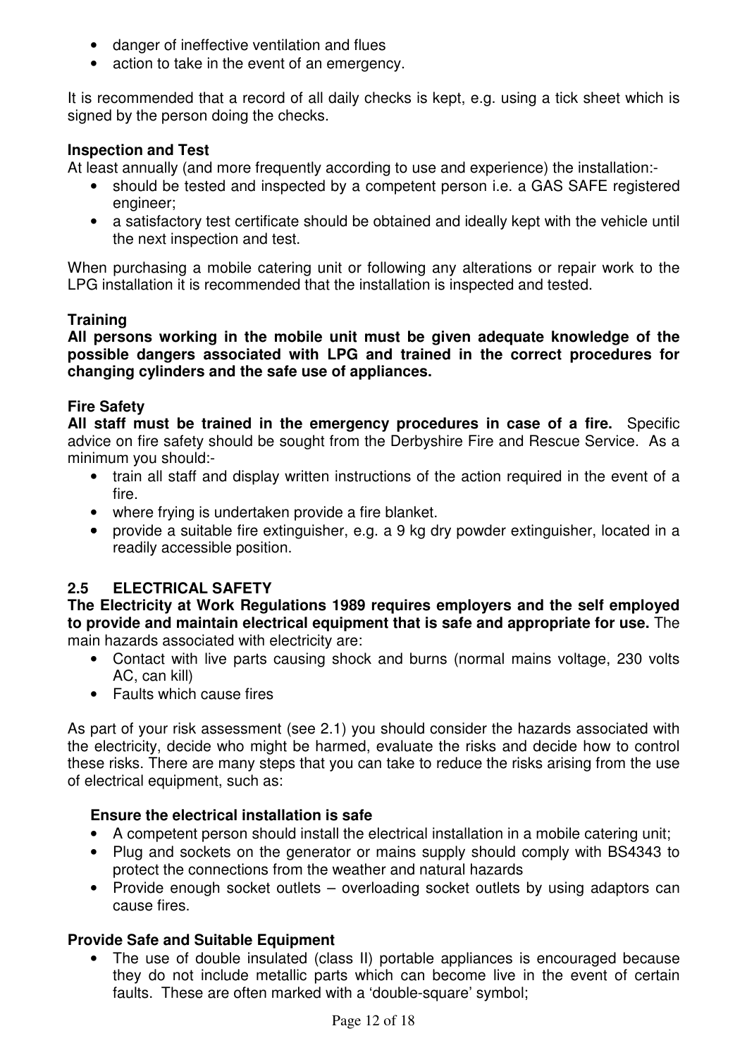- danger of ineffective ventilation and flues
- action to take in the event of an emergency.

It is recommended that a record of all daily checks is kept, e.g. using a tick sheet which is signed by the person doing the checks.

**Inspection and Test**
At least annually (and more frequently according to use and experience) the installation:-

- should be tested and inspected by a competent person i.e. a GAS SAFE registered engineer;
- a satisfactory test certificate should be obtained and ideally kept with the vehicle until the next inspection and test.

When purchasing a mobile catering unit or following any alterations or repair work to the LPG installation it is recommended that the installation is inspected and tested.

**Training**
**All persons working in the mobile unit must be given adequate knowledge of the possible dangers associated with LPG and trained in the correct procedures for changing cylinders and the safe use of appliances.**

**Fire Safety**
**All staff must be trained in the emergency procedures in case of a fire.** Specific advice on fire safety should be sought from the Derbyshire Fire and Rescue Service. As a minimum you should:-

- train all staff and display written instructions of the action required in the event of a fire.
- where frying is undertaken provide a fire blanket.
- provide a suitable fire extinguisher, e.g. a 9 kg dry powder extinguisher, located in a readily accessible position.

## 2.5 ELECTRICAL SAFETY

**The Electricity at Work Regulations 1989 requires employers and the self employed to provide and maintain electrical equipment that is safe and appropriate for use.** The main hazards associated with electricity are:

- Contact with live parts causing shock and burns (normal mains voltage, 230 volts AC, can kill)
- Faults which cause fires

As part of your risk assessment (see 2.1) you should consider the hazards associated with the electricity, decide who might be harmed, evaluate the risks and decide how to control these risks. There are many steps that you can take to reduce the risks arising from the use of electrical equipment, such as:

**Ensure the electrical installation is safe**

- A competent person should install the electrical installation in a mobile catering unit;
- Plug and sockets on the generator or mains supply should comply with BS4343 to protect the connections from the weather and natural hazards
- Provide enough socket outlets – overloading socket outlets by using adaptors can cause fires.

**Provide Safe and Suitable Equipment**

- The use of double insulated (class II) portable appliances is encouraged because they do not include metallic parts which can become live in the event of certain faults. These are often marked with a 'double-square' symbol;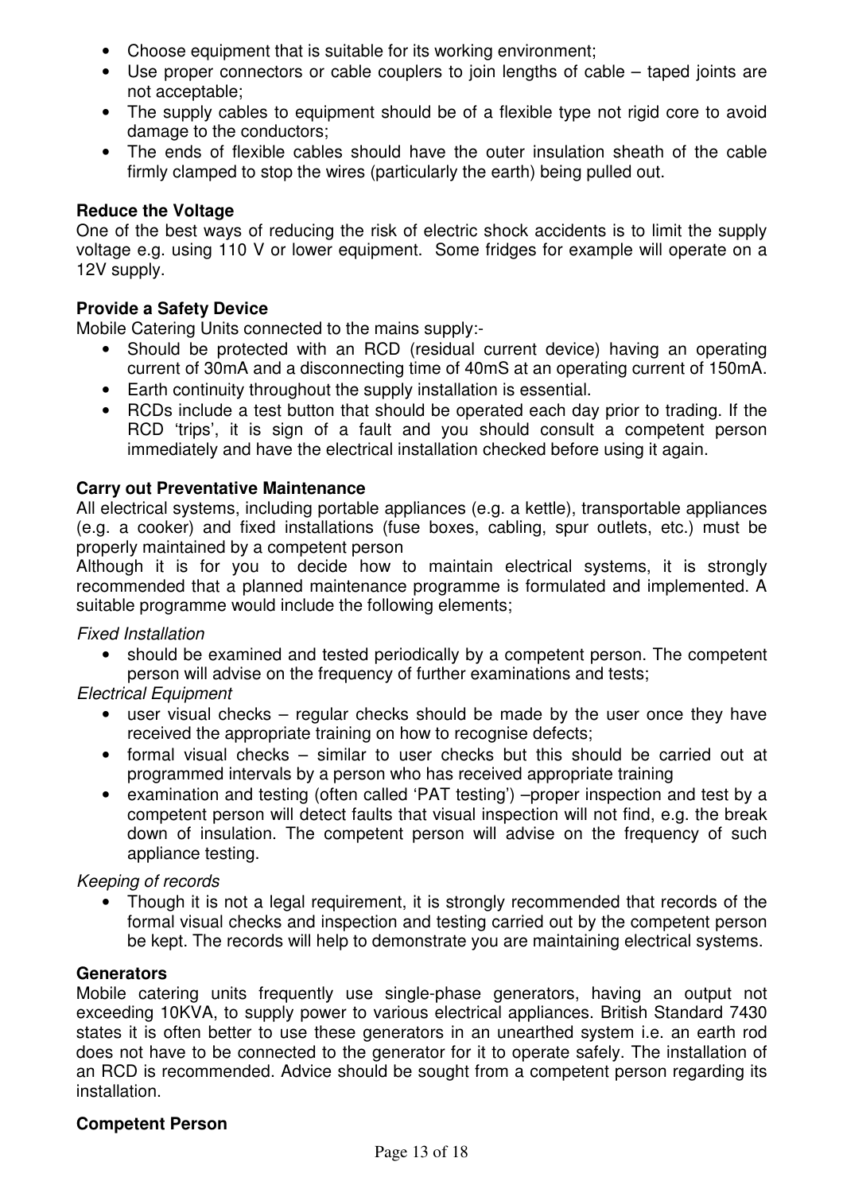- Choose equipment that is suitable for its working environment;
- Use proper connectors or cable couplers to join lengths of cable – taped joints are not acceptable;
- The supply cables to equipment should be of a flexible type not rigid core to avoid damage to the conductors;
- The ends of flexible cables should have the outer insulation sheath of the cable firmly clamped to stop the wires (particularly the earth) being pulled out.

**Reduce the Voltage**

One of the best ways of reducing the risk of electric shock accidents is to limit the supply voltage e.g. using 110 V or lower equipment. Some fridges for example will operate on a 12V supply.

**Provide a Safety Device**

Mobile Catering Units connected to the mains supply:-

- Should be protected with an RCD (residual current device) having an operating current of 30mA and a disconnecting time of 40mS at an operating current of 150mA.
- Earth continuity throughout the supply installation is essential.
- RCDs include a test button that should be operated each day prior to trading. If the RCD 'trips', it is sign of a fault and you should consult a competent person immediately and have the electrical installation checked before using it again.

**Carry out Preventative Maintenance**

All electrical systems, including portable appliances (e.g. a kettle), transportable appliances (e.g. a cooker) and fixed installations (fuse boxes, cabling, spur outlets, etc.) must be properly maintained by a competent person

Although it is for you to decide how to maintain electrical systems, it is strongly recommended that a planned maintenance programme is formulated and implemented. A suitable programme would include the following elements;

*Fixed Installation*

- should be examined and tested periodically by a competent person. The competent person will advise on the frequency of further examinations and tests;

*Electrical Equipment*

- user visual checks – regular checks should be made by the user once they have received the appropriate training on how to recognise defects;
- formal visual checks – similar to user checks but this should be carried out at programmed intervals by a person who has received appropriate training
- examination and testing (often called 'PAT testing') –proper inspection and test by a competent person will detect faults that visual inspection will not find, e.g. the break down of insulation. The competent person will advise on the frequency of such appliance testing.

*Keeping of records*

- Though it is not a legal requirement, it is strongly recommended that records of the formal visual checks and inspection and testing carried out by the competent person be kept. The records will help to demonstrate you are maintaining electrical systems.

**Generators**

Mobile catering units frequently use single-phase generators, having an output not exceeding 10KVA, to supply power to various electrical appliances. British Standard 7430 states it is often better to use these generators in an unearthed system i.e. an earth rod does not have to be connected to the generator for it to operate safely. The installation of an RCD is recommended. Advice should be sought from a competent person regarding its installation.

**Competent Person**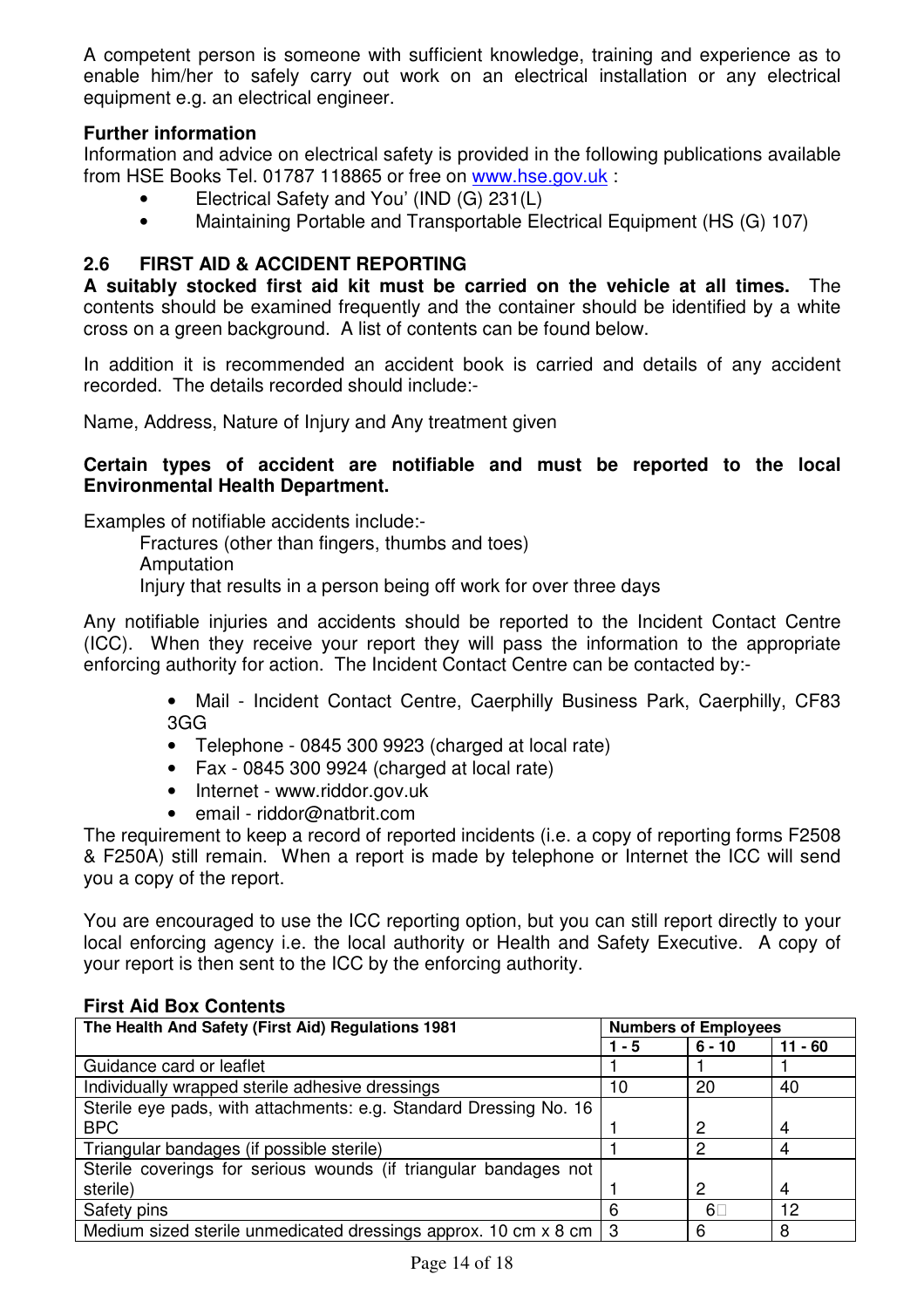A competent person is someone with sufficient knowledge, training and experience as to enable him/her to safely carry out work on an electrical installation or any electrical equipment e.g. an electrical engineer.

**Further information**

Information and advice on electrical safety is provided in the following publications available from HSE Books Tel. 01787 118865 or free on www.hse.gov.uk :

- Electrical Safety and You' (IND (G) 231(L)
- Maintaining Portable and Transportable Electrical Equipment (HS (G) 107)

## 2.6 FIRST AID & ACCIDENT REPORTING

**A suitably stocked first aid kit must be carried on the vehicle at all times.** The contents should be examined frequently and the container should be identified by a white cross on a green background. A list of contents can be found below.

In addition it is recommended an accident book is carried and details of any accident recorded. The details recorded should include:-

Name, Address, Nature of Injury and Any treatment given

**Certain types of accident are notifiable and must be reported to the local Environmental Health Department.**

Examples of notifiable accidents include:-

Fractures (other than fingers, thumbs and toes)
Amputation
Injury that results in a person being off work for over three days

Any notifiable injuries and accidents should be reported to the Incident Contact Centre (ICC). When they receive your report they will pass the information to the appropriate enforcing authority for action. The Incident Contact Centre can be contacted by:-

- Mail - Incident Contact Centre, Caerphilly Business Park, Caerphilly, CF83 3GG
- Telephone - 0845 300 9923 (charged at local rate)
- Fax - 0845 300 9924 (charged at local rate)
- Internet - www.riddor.gov.uk
- email - riddor@natbrit.com

The requirement to keep a record of reported incidents (i.e. a copy of reporting forms F2508 & F250A) still remain. When a report is made by telephone or Internet the ICC will send you a copy of the report.

You are encouraged to use the ICC reporting option, but you can still report directly to your local enforcing agency i.e. the local authority or Health and Safety Executive. A copy of your report is then sent to the ICC by the enforcing authority.

**First Aid Box Contents**

| The Health And Safety (First Aid) Regulations 1981 | Numbers of Employees | | |
|---|---|---|---|
| | 1 - 5 | 6 - 10 | 11 - 60 |
| Guidance card or leaflet | 1 | 1 | 1 |
| Individually wrapped sterile adhesive dressings | 10 | 20 | 40 |
| Sterile eye pads, with attachments: e.g. Standard Dressing No. 16 BPC | 1 | 2 | 4 |
| Triangular bandages (if possible sterile) | 1 | 2 | 4 |
| Sterile coverings for serious wounds (if triangular bandages not sterile) | 1 | 2 | 4 |
| Safety pins | 6 | 6 | 12 |
| Medium sized sterile unmedicated dressings approx. 10 cm x 8 cm | 3 | 6 | 8 |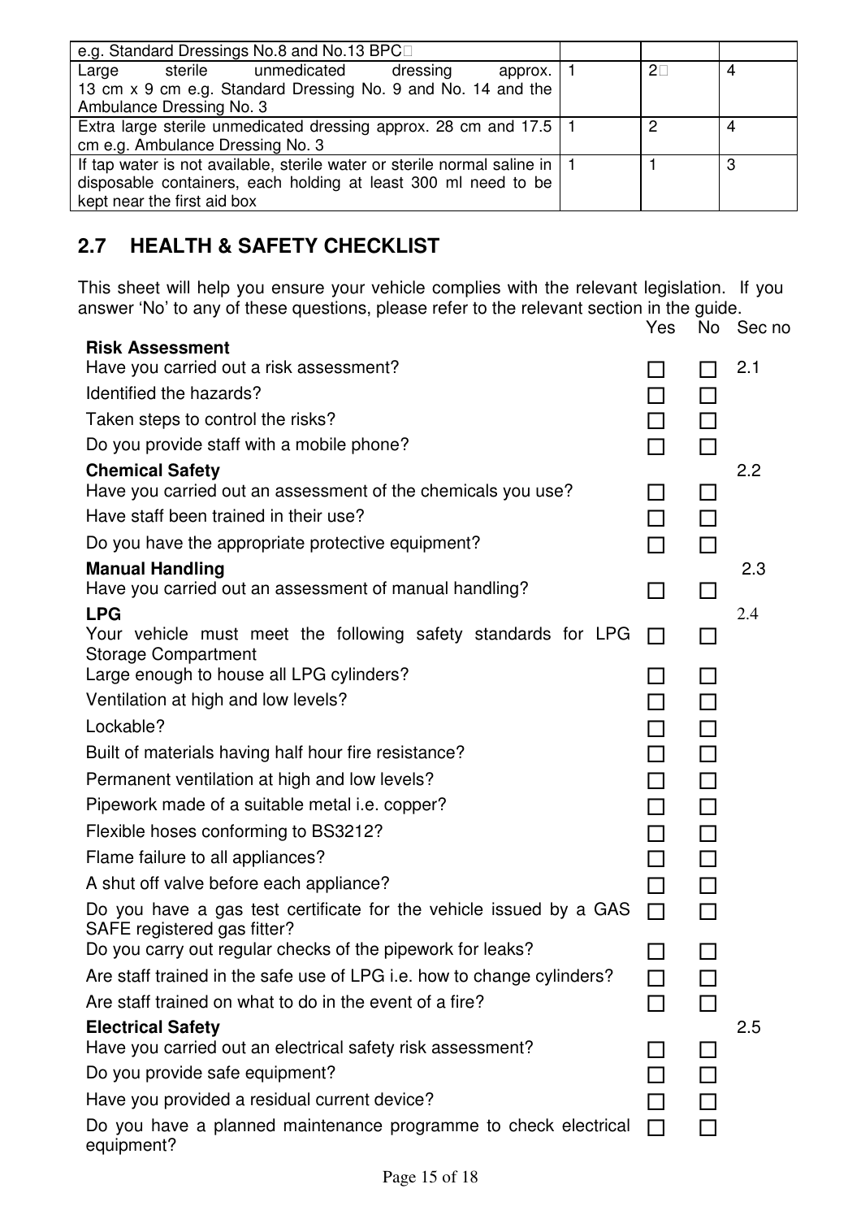| e.g. Standard Dressings No.8 and No.13 BPC | | | |
|---|---|---|---|
| Large sterile unmedicated dressing approx. 13 cm x 9 cm e.g. Standard Dressing No. 9 and No. 14 and the Ambulance Dressing No. 3 | 1 | 2 | 4 |
| Extra large sterile unmedicated dressing approx. 28 cm and 17.5 cm e.g. Ambulance Dressing No. 3 | 1 | 2 | 4 |
| If tap water is not available, sterile water or sterile normal saline in disposable containers, each holding at least 300 ml need to be kept near the first aid box | 1 | 1 | 3 |

## 2.7 HEALTH & SAFETY CHECKLIST

This sheet will help you ensure your vehicle complies with the relevant legislation. If you answer 'No' to any of these questions, please refer to the relevant section in the guide.

| | Yes | No | Sec no |
|---|---|---|---|
| **Risk Assessment** | | | |
| Have you carried out a risk assessment? | ☐ | ☐ | 2.1 |
| Identified the hazards? | ☐ | ☐ | |
| Taken steps to control the risks? | ☐ | ☐ | |
| Do you provide staff with a mobile phone? | ☐ | ☐ | |
| **Chemical Safety** | | | 2.2 |
| Have you carried out an assessment of the chemicals you use? | ☐ | ☐ | |
| Have staff been trained in their use? | ☐ | ☐ | |
| Do you have the appropriate protective equipment? | ☐ | ☐ | |
| **Manual Handling** | | | 2.3 |
| Have you carried out an assessment of manual handling? | ☐ | ☐ | |
| **LPG** | | | 2.4 |
| Your vehicle must meet the following safety standards for LPG Storage Compartment | ☐ | ☐ | |
| Large enough to house all LPG cylinders? | ☐ | ☐ | |
| Ventilation at high and low levels? | ☐ | ☐ | |
| Lockable? | ☐ | ☐ | |
| Built of materials having half hour fire resistance? | ☐ | ☐ | |
| Permanent ventilation at high and low levels? | ☐ | ☐ | |
| Pipework made of a suitable metal i.e. copper? | ☐ | ☐ | |
| Flexible hoses conforming to BS3212? | ☐ | ☐ | |
| Flame failure to all appliances? | ☐ | ☐ | |
| A shut off valve before each appliance? | ☐ | ☐ | |
| Do you have a gas test certificate for the vehicle issued by a GAS SAFE registered gas fitter? | ☐ | ☐ | |
| Do you carry out regular checks of the pipework for leaks? | ☐ | ☐ | |
| Are staff trained in the safe use of LPG i.e. how to change cylinders? | ☐ | ☐ | |
| Are staff trained on what to do in the event of a fire? | ☐ | ☐ | |
| **Electrical Safety** | | | 2.5 |
| Have you carried out an electrical safety risk assessment? | ☐ | ☐ | |
| Do you provide safe equipment? | ☐ | ☐ | |
| Have you provided a residual current device? | ☐ | ☐ | |
| Do you have a planned maintenance programme to check electrical equipment? | ☐ | ☐ | |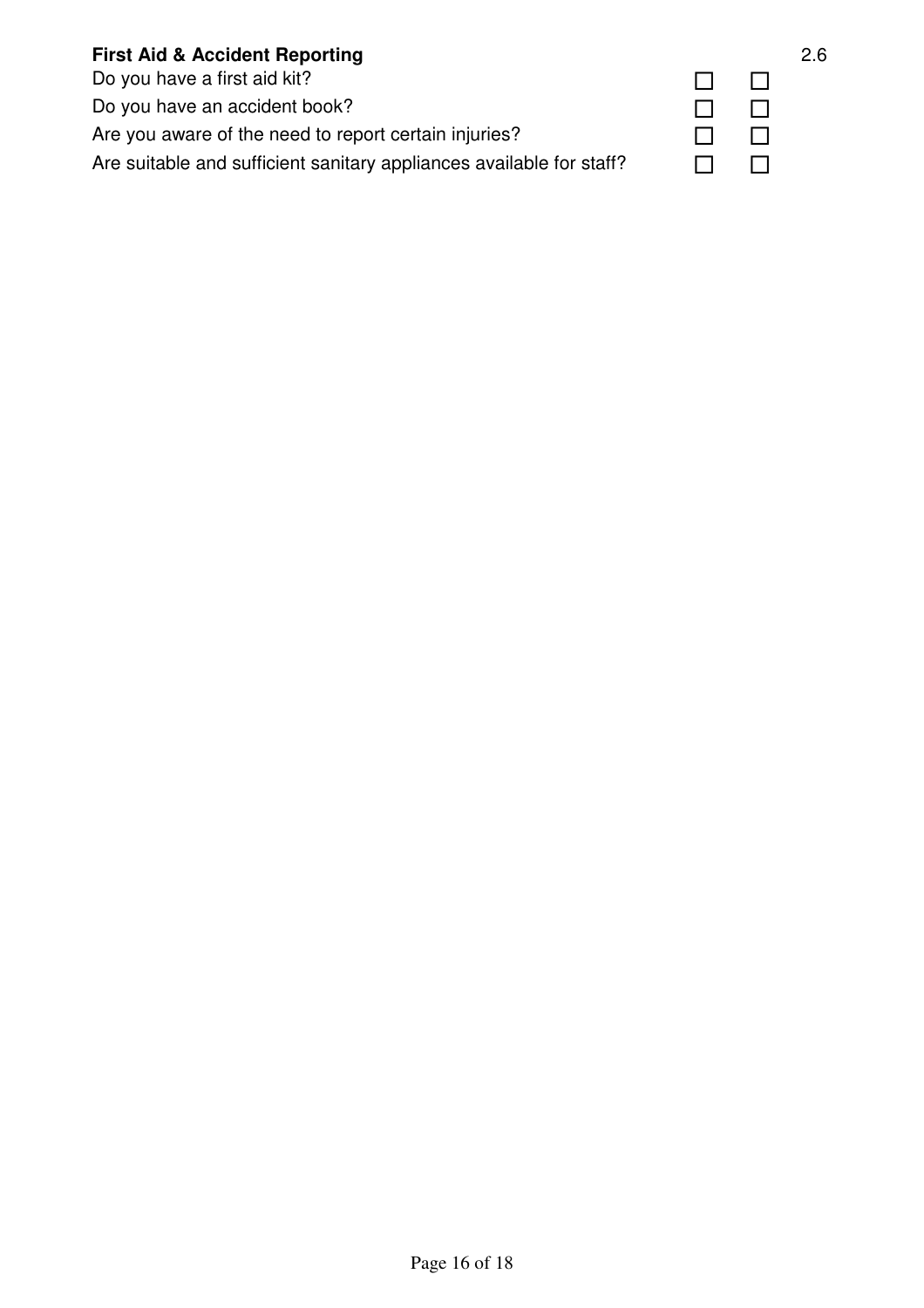**First Aid & Accident Reporting** 2.6

| | | |
|---|---|---|
| Do you have a first aid kit? | ☐ | ☐ |
| Do you have an accident book? | ☐ | ☐ |
| Are you aware of the need to report certain injuries? | ☐ | ☐ |
| Are suitable and sufficient sanitary appliances available for staff? | ☐ | ☐ |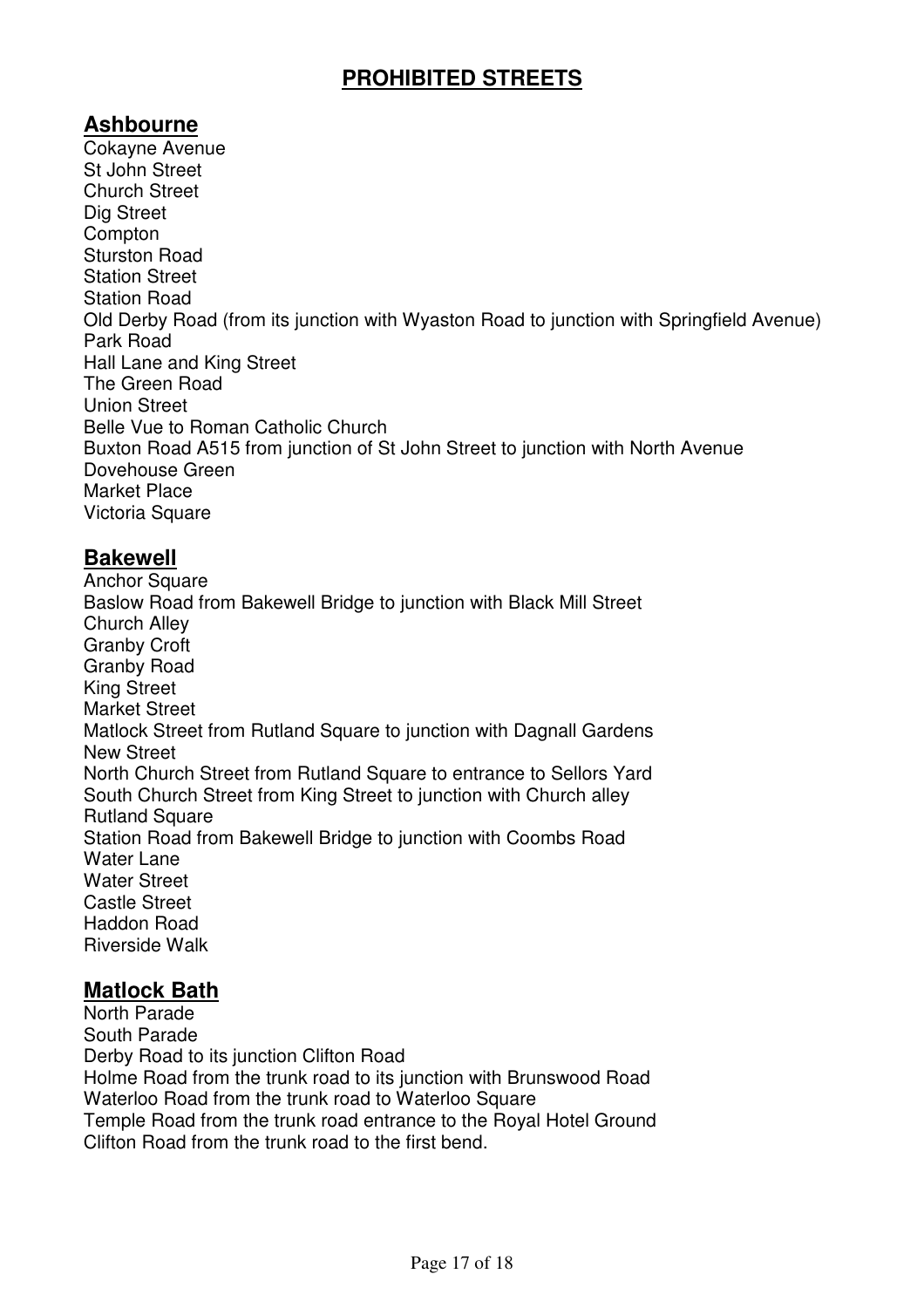# PROHIBITED STREETS

## Ashbourne

Cokayne Avenue
St John Street
Church Street
Dig Street
Compton
Sturston Road
Station Street
Station Road
Old Derby Road (from its junction with Wyaston Road to junction with Springfield Avenue)
Park Road
Hall Lane and King Street
The Green Road
Union Street
Belle Vue to Roman Catholic Church
Buxton Road A515 from junction of St John Street to junction with North Avenue
Dovehouse Green
Market Place
Victoria Square

## Bakewell

Anchor Square
Baslow Road from Bakewell Bridge to junction with Black Mill Street
Church Alley
Granby Croft
Granby Road
King Street
Market Street
Matlock Street from Rutland Square to junction with Dagnall Gardens
New Street
North Church Street from Rutland Square to entrance to Sellors Yard
South Church Street from King Street to junction with Church alley
Rutland Square
Station Road from Bakewell Bridge to junction with Coombs Road
Water Lane
Water Street
Castle Street
Haddon Road
Riverside Walk

## Matlock Bath

North Parade
South Parade
Derby Road to its junction Clifton Road
Holme Road from the trunk road to its junction with Brunswood Road
Waterloo Road from the trunk road to Waterloo Square
Temple Road from the trunk road entrance to the Royal Hotel Ground
Clifton Road from the trunk road to the first bend.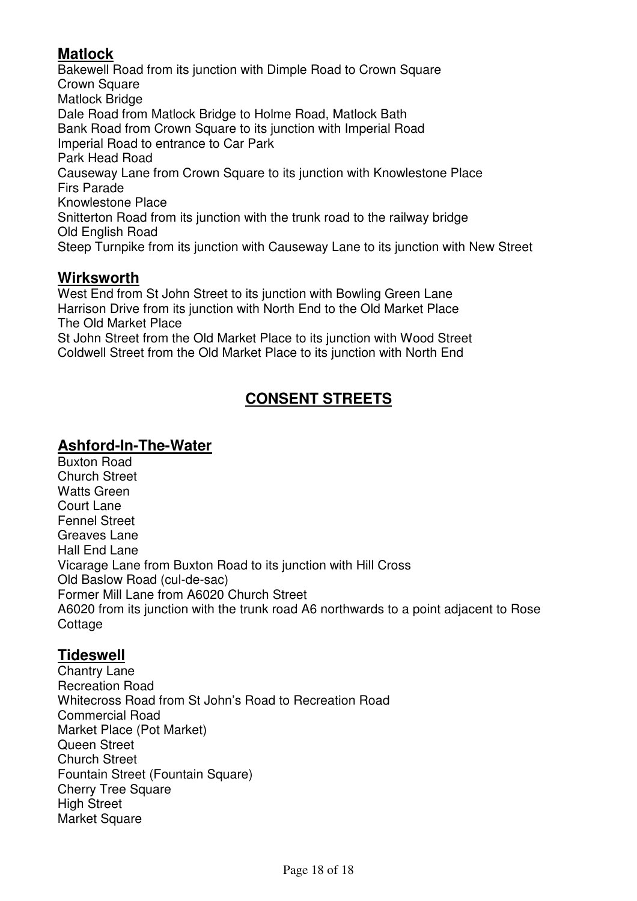## Matlock

Bakewell Road from its junction with Dimple Road to Crown Square
Crown Square
Matlock Bridge
Dale Road from Matlock Bridge to Holme Road, Matlock Bath
Bank Road from Crown Square to its junction with Imperial Road
Imperial Road to entrance to Car Park
Park Head Road
Causeway Lane from Crown Square to its junction with Knowlestone Place
Firs Parade
Knowlestone Place
Snitterton Road from its junction with the trunk road to the railway bridge
Old English Road
Steep Turnpike from its junction with Causeway Lane to its junction with New Street

## Wirksworth

West End from St John Street to its junction with Bowling Green Lane
Harrison Drive from its junction with North End to the Old Market Place
The Old Market Place
St John Street from the Old Market Place to its junction with Wood Street
Coldwell Street from the Old Market Place to its junction with North End

# CONSENT STREETS

## Ashford-In-The-Water

Buxton Road
Church Street
Watts Green
Court Lane
Fennel Street
Greaves Lane
Hall End Lane
Vicarage Lane from Buxton Road to its junction with Hill Cross
Old Baslow Road (cul-de-sac)
Former Mill Lane from A6020 Church Street
A6020 from its junction with the trunk road A6 northwards to a point adjacent to Rose Cottage

## Tideswell

Chantry Lane
Recreation Road
Whitecross Road from St John's Road to Recreation Road
Commercial Road
Market Place (Pot Market)
Queen Street
Church Street
Fountain Street (Fountain Square)
Cherry Tree Square
High Street
Market Square